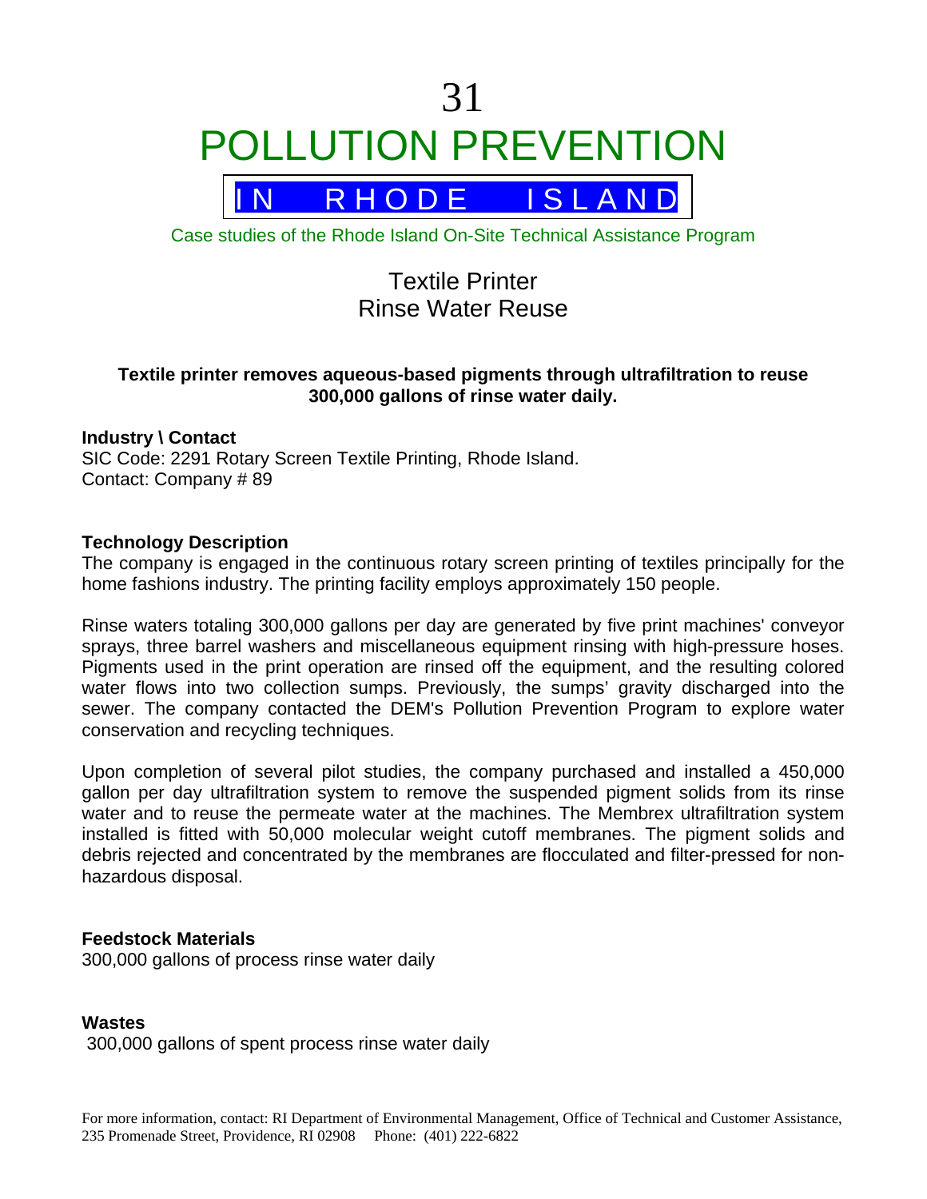# 31

# POLLUTION PREVENTION

## IN RHODE ISLAND

Case studies of the Rhode Island On-Site Technical Assistance Program

## Textile Printer
## Rinse Water Reuse

**Textile printer removes aqueous-based pigments through ultrafiltration to reuse 300,000 gallons of rinse water daily.**

**Industry \ Contact**
SIC Code: 2291 Rotary Screen Textile Printing, Rhode Island.
Contact: Company # 89

**Technology Description**
The company is engaged in the continuous rotary screen printing of textiles principally for the home fashions industry. The printing facility employs approximately 150 people.

Rinse waters totaling 300,000 gallons per day are generated by five print machines' conveyor sprays, three barrel washers and miscellaneous equipment rinsing with high-pressure hoses. Pigments used in the print operation are rinsed off the equipment, and the resulting colored water flows into two collection sumps. Previously, the sumps' gravity discharged into the sewer. The company contacted the DEM's Pollution Prevention Program to explore water conservation and recycling techniques.

Upon completion of several pilot studies, the company purchased and installed a 450,000 gallon per day ultrafiltration system to remove the suspended pigment solids from its rinse water and to reuse the permeate water at the machines. The Membrex ultrafiltration system installed is fitted with 50,000 molecular weight cutoff membranes. The pigment solids and debris rejected and concentrated by the membranes are flocculated and filter-pressed for non-hazardous disposal.

**Feedstock Materials**
300,000 gallons of process rinse water daily

**Wastes**
300,000 gallons of spent process rinse water daily

For more information, contact: RI Department of Environmental Management, Office of Technical and Customer Assistance, 235 Promenade Street, Providence, RI 02908 Phone: (401) 222-6822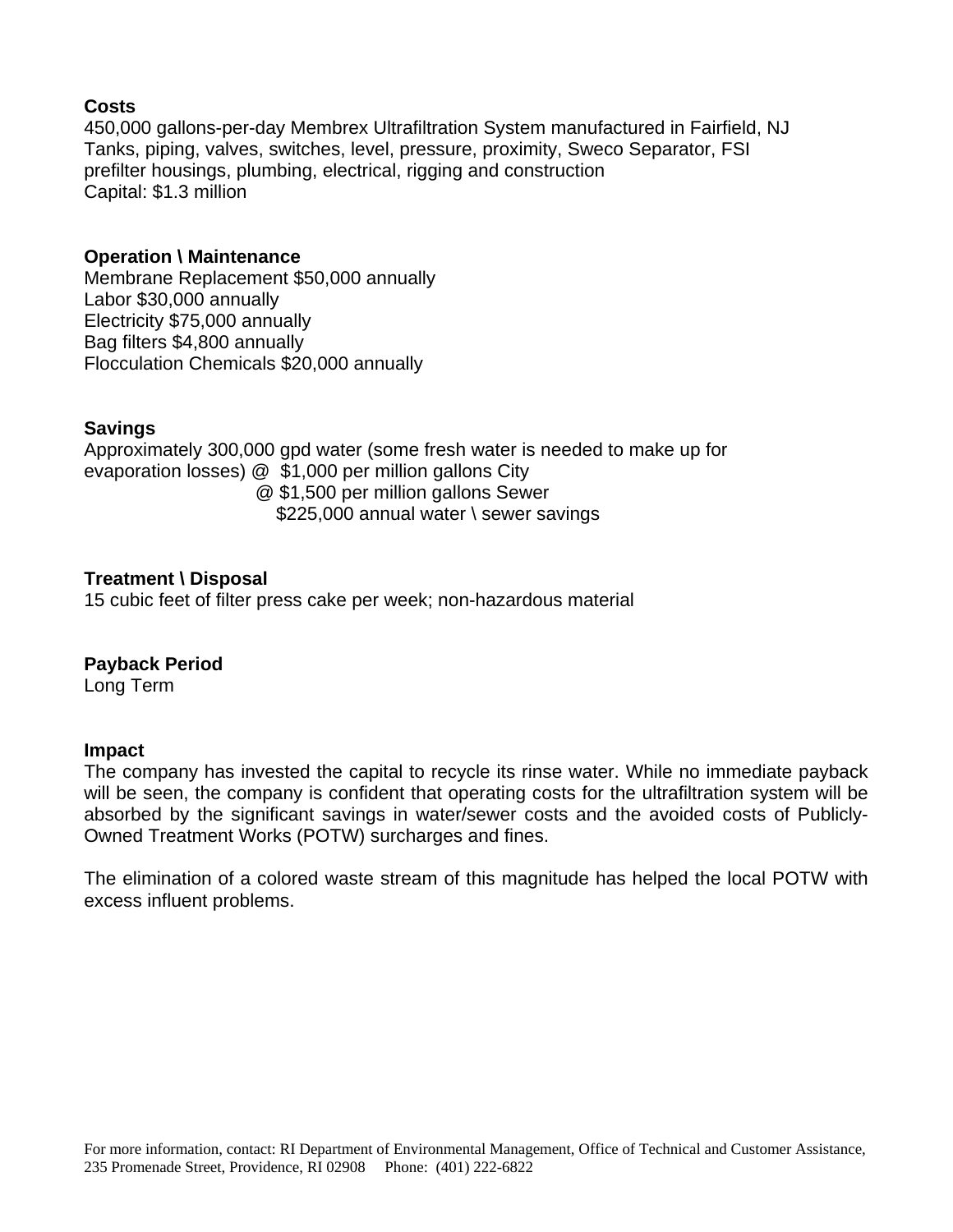**Costs**

450,000 gallons-per-day Membrex Ultrafiltration System manufactured in Fairfield, NJ
Tanks, piping, valves, switches, level, pressure, proximity, Sweco Separator, FSI prefilter housings, plumbing, electrical, rigging and construction
Capital: $1.3 million

**Operation \ Maintenance**

Membrane Replacement $50,000 annually
Labor $30,000 annually
Electricity $75,000 annually
Bag filters $4,800 annually
Flocculation Chemicals $20,000 annually

**Savings**

Approximately 300,000 gpd water (some fresh water is needed to make up for evaporation losses) @ $1,000 per million gallons City
@ $1,500 per million gallons Sewer
$225,000 annual water \ sewer savings

**Treatment \ Disposal**

15 cubic feet of filter press cake per week; non-hazardous material

**Payback Period**

Long Term

**Impact**

The company has invested the capital to recycle its rinse water. While no immediate payback will be seen, the company is confident that operating costs for the ultrafiltration system will be absorbed by the significant savings in water/sewer costs and the avoided costs of Publicly-Owned Treatment Works (POTW) surcharges and fines.

The elimination of a colored waste stream of this magnitude has helped the local POTW with excess influent problems.

For more information, contact: RI Department of Environmental Management, Office of Technical and Customer Assistance, 235 Promenade Street, Providence, RI 02908 Phone: (401) 222-6822